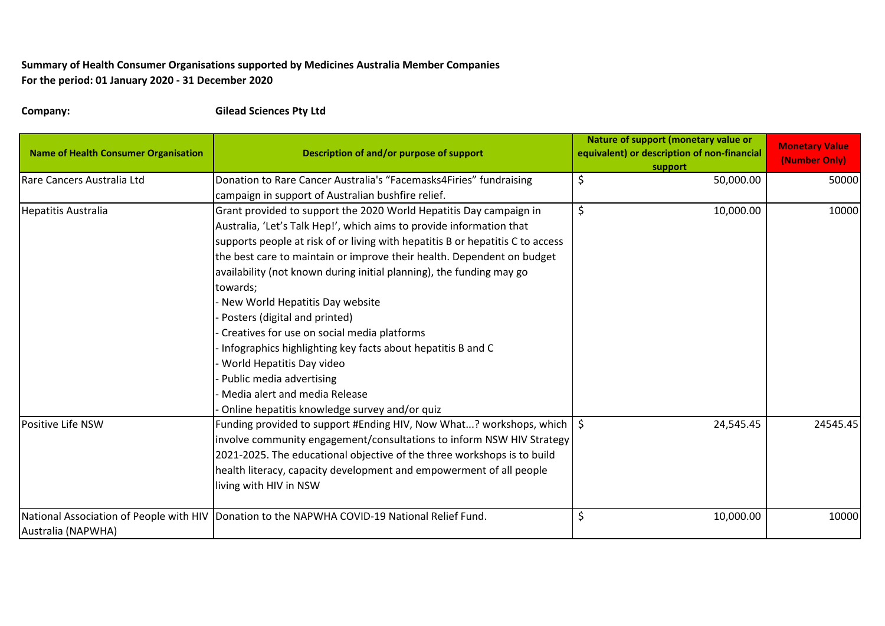**Summary of Health Consumer Organisations supported by Medicines Australia Member Companies**
**For the period: 01 January 2020 - 31 December 2020**

**Company:** **Gilead Sciences Pty Ltd**

| Name of Health Consumer Organisation | Description of and/or purpose of support | Nature of support (monetary value or equivalent) or description of non-financial support | Monetary Value (Number Only) |
|---|---|---|---|
| Rare Cancers Australia Ltd | Donation to Rare Cancer Australia's "Facemasks4Firies" fundraising campaign in support of Australian bushfire relief. | $ 50,000.00 | 50000 |
| Hepatitis Australia | Grant provided to support the 2020 World Hepatitis Day campaign in Australia, 'Let's Talk Hep!', which aims to provide information that supports people at risk of or living with hepatitis B or hepatitis C to access the best care to maintain or improve their health. Dependent on budget availability (not known during initial planning), the funding may go towards;<br>- New World Hepatitis Day website<br>- Posters (digital and printed)<br>- Creatives for use on social media platforms<br>- Infographics highlighting key facts about hepatitis B and C<br>- World Hepatitis Day video<br>- Public media advertising<br>- Media alert and media Release<br>- Online hepatitis knowledge survey and/or quiz | $ 10,000.00 | 10000 |
| Positive Life NSW | Funding provided to support #Ending HIV, Now What...? workshops, which involve community engagement/consultations to inform NSW HIV Strategy 2021-2025. The educational objective of the three workshops is to build health literacy, capacity development and empowerment of all people living with HIV in NSW | $ 24,545.45 | 24545.45 |
| National Association of People with HIV Australia (NAPWHA) | Donation to the NAPWHA COVID-19 National Relief Fund. | $ 10,000.00 | 10000 |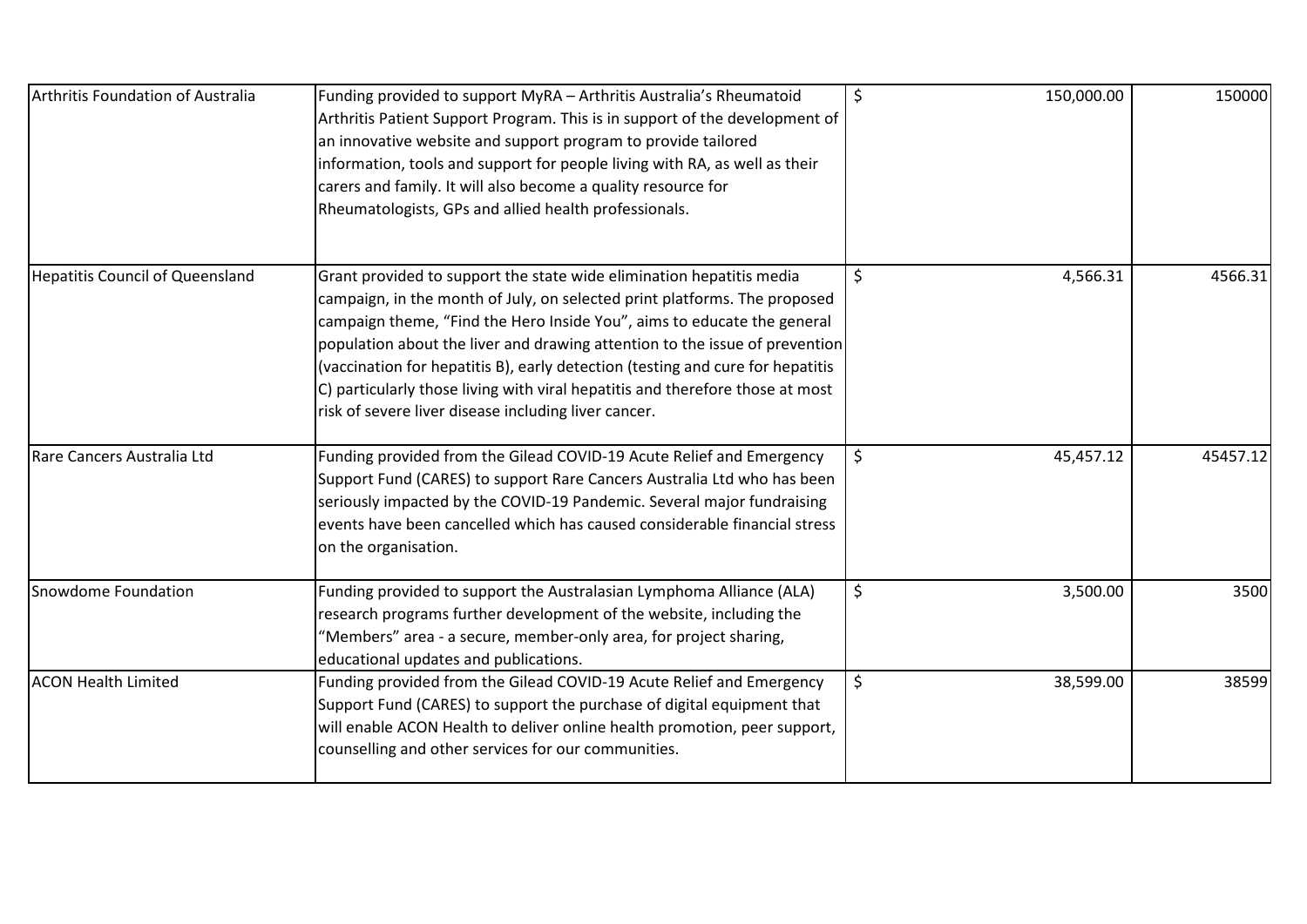| | | | |
|---|---|---|---|
| Arthritis Foundation of Australia | Funding provided to support MyRA – Arthritis Australia's Rheumatoid Arthritis Patient Support Program. This is in support of the development of an innovative website and support program to provide tailored information, tools and support for people living with RA, as well as their carers and family. It will also become a quality resource for Rheumatologists, GPs and allied health professionals. | $ 150,000.00 | 150000 |
| Hepatitis Council of Queensland | Grant provided to support the state wide elimination hepatitis media campaign, in the month of July, on selected print platforms. The proposed campaign theme, "Find the Hero Inside You", aims to educate the general population about the liver and drawing attention to the issue of prevention (vaccination for hepatitis B), early detection (testing and cure for hepatitis C) particularly those living with viral hepatitis and therefore those at most risk of severe liver disease including liver cancer. | $ 4,566.31 | 4566.31 |
| Rare Cancers Australia Ltd | Funding provided from the Gilead COVID-19 Acute Relief and Emergency Support Fund (CARES) to support Rare Cancers Australia Ltd who has been seriously impacted by the COVID-19 Pandemic. Several major fundraising events have been cancelled which has caused considerable financial stress on the organisation. | $ 45,457.12 | 45457.12 |
| Snowdome Foundation | Funding provided to support the Australasian Lymphoma Alliance (ALA) research programs further development of the website, including the "Members" area - a secure, member-only area, for project sharing, educational updates and publications. | $ 3,500.00 | 3500 |
| ACON Health Limited | Funding provided from the Gilead COVID-19 Acute Relief and Emergency Support Fund (CARES) to support the purchase of digital equipment that will enable ACON Health to deliver online health promotion, peer support, counselling and other services for our communities. | $ 38,599.00 | 38599 |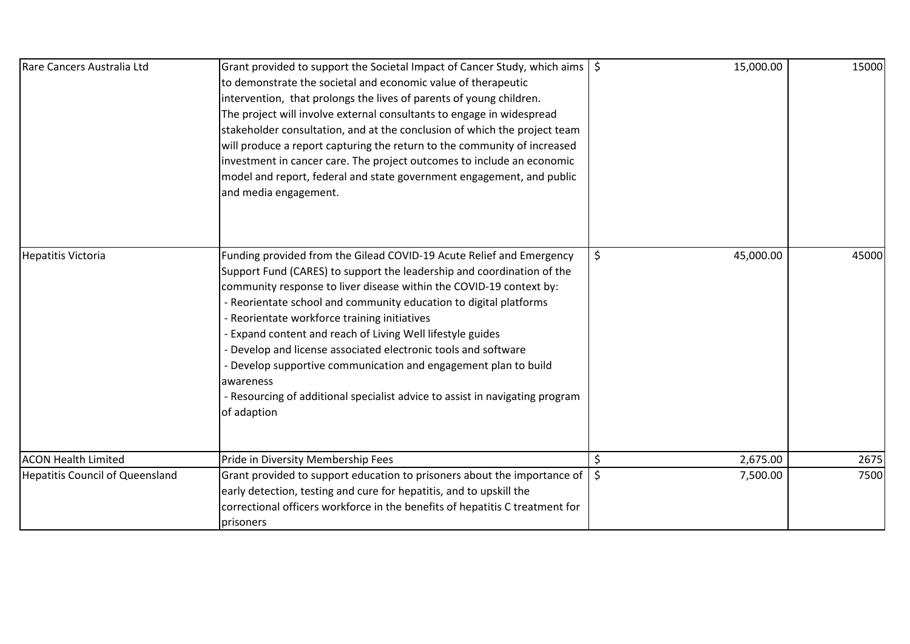| | | | |
|---|---|---|---|
| Rare Cancers Australia Ltd | Grant provided to support the Societal Impact of Cancer Study, which aims to demonstrate the societal and economic value of therapeutic intervention, that prolongs the lives of parents of young children. The project will involve external consultants to engage in widespread stakeholder consultation, and at the conclusion of which the project team will produce a report capturing the return to the community of increased investment in cancer care. The project outcomes to include an economic model and report, federal and state government engagement, and public and media engagement. | $ 15,000.00 | 15000 |
| Hepatitis Victoria | Funding provided from the Gilead COVID-19 Acute Relief and Emergency Support Fund (CARES) to support the leadership and coordination of the community response to liver disease within the COVID-19 context by:<br>- Reorientate school and community education to digital platforms<br>- Reorientate workforce training initiatives<br>- Expand content and reach of Living Well lifestyle guides<br>- Develop and license associated electronic tools and software<br>- Develop supportive communication and engagement plan to build awareness<br>- Resourcing of additional specialist advice to assist in navigating program of adaption | $ 45,000.00 | 45000 |
| ACON Health Limited | Pride in Diversity Membership Fees | $ 2,675.00 | 2675 |
| Hepatitis Council of Queensland | Grant provided to support education to prisoners about the importance of early detection, testing and cure for hepatitis, and to upskill the correctional officers workforce in the benefits of hepatitis C treatment for prisoners | $ 7,500.00 | 7500 |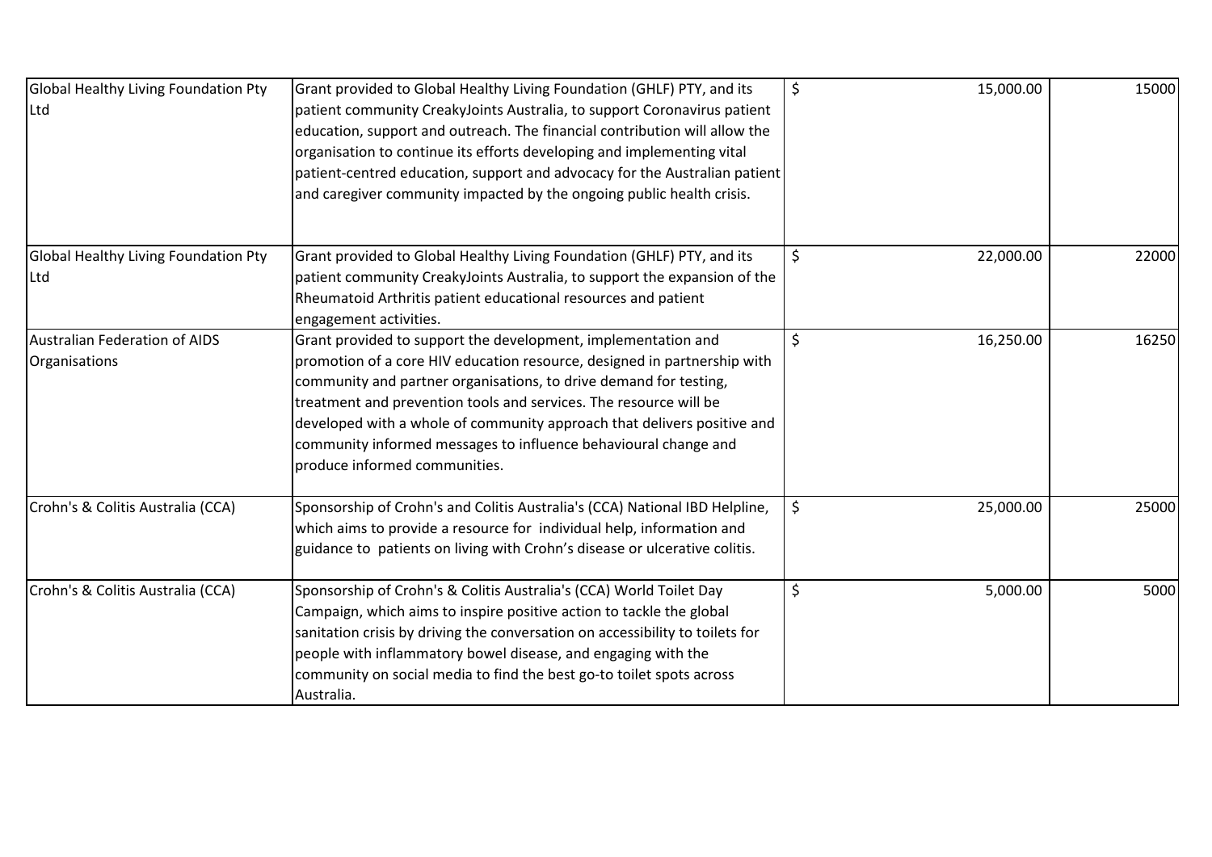| | | | |
|---|---|---|---|
| Global Healthy Living Foundation Pty Ltd | Grant provided to Global Healthy Living Foundation (GHLF) PTY, and its patient community CreakyJoints Australia, to support Coronavirus patient education, support and outreach. The financial contribution will allow the organisation to continue its efforts developing and implementing vital patient-centred education, support and advocacy for the Australian patient and caregiver community impacted by the ongoing public health crisis. | $ 15,000.00 | 15000 |
| Global Healthy Living Foundation Pty Ltd | Grant provided to Global Healthy Living Foundation (GHLF) PTY, and its patient community CreakyJoints Australia, to support the expansion of the Rheumatoid Arthritis patient educational resources and patient engagement activities. | $ 22,000.00 | 22000 |
| Australian Federation of AIDS Organisations | Grant provided to support the development, implementation and promotion of a core HIV education resource, designed in partnership with community and partner organisations, to drive demand for testing, treatment and prevention tools and services. The resource will be developed with a whole of community approach that delivers positive and community informed messages to influence behavioural change and produce informed communities. | $ 16,250.00 | 16250 |
| Crohn's & Colitis Australia (CCA) | Sponsorship of Crohn's and Colitis Australia's (CCA) National IBD Helpline, which aims to provide a resource for individual help, information and guidance to patients on living with Crohn's disease or ulcerative colitis. | $ 25,000.00 | 25000 |
| Crohn's & Colitis Australia (CCA) | Sponsorship of Crohn's & Colitis Australia's (CCA) World Toilet Day Campaign, which aims to inspire positive action to tackle the global sanitation crisis by driving the conversation on accessibility to toilets for people with inflammatory bowel disease, and engaging with the community on social media to find the best go-to toilet spots across Australia. | $ 5,000.00 | 5000 |